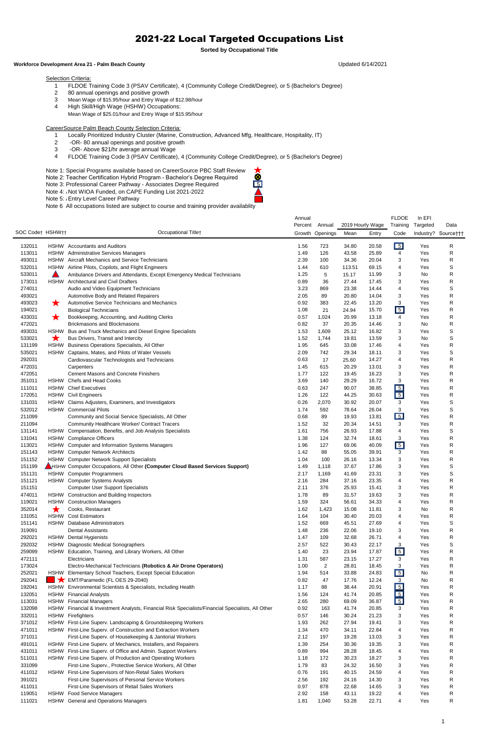# 2021-22 Local Targeted Occupations List

**Sorted by Occupational Title**

**Workforce Development Area 21 - Palm Beach County** Updated 6/14/2021

Selection Criteria:

1. FLDOE Training Code 3 (PSAV Certificate), 4 (Community College Credit/Degree), or 5 (Bachelor's Degree)
2. 80 annual openings and positive growth
3. Mean Wage of $15.95/hour and Entry Wage of $12.98/hour
4. High Skill/High Wage (HSHW) Occupations:
   Mean Wage of $25.01/hour and Entry Wage of $15.95/hour

CareerSource Palm Beach County Selection Criteria:

1. Locally Prioritized Industry Cluster (Marine, Construction, Advanced Mfg, Healthcare, Hospitality, IT)
2. -OR- 80 annual openings and positive growth
3. -OR- Above $21/hr average annual Wage
4. FLDOE Training Code 3 (PSAV Certificate), 4 (Community College Credit/Degree), or 5 (Bachelor's Degree)

Note 1: Special Programs available based on CareerSource PBC Staff Review ★
Note 2: Teacher Certification Hybrid Program - Bachelor's Degree Required ⊗
Note 3: Professional Career Pathway - Associates Degree Required [5]
Note 4: Not WIOA Funded, on CAPE Funding List 2021-2022 ▲
Note 5: Entry Level Career Pathway ■
Note 6 All occupations listed are subject to course and training provider availablity

| SOC Code† | HSHW†† | Occupational Title† | Annual Percent Growth | Annual Openings | 2019 Hourly Wage Mean | 2019 Hourly Wage Entry | FLDOE Training Code | In EFI Targeted Industry? | Data Source††† |
|---|---|---|---|---|---|---|---|---|---|
| 132011 | HSHW | Accountants and Auditors | 1.56 | 723 | 34.80 | 20.58 | [5] | Yes | R |
| 113011 | HSHW | Administrative Services Managers | 1.49 | 126 | 43.58 | 25.89 | 4 | Yes | R |
| 493011 | HSHW | Aircraft Mechanics and Service Technicians | 2.39 | 100 | 34.36 | 20.04 | 3 | Yes | R |
| 532011 | HSHW | Airline Pilots, Copilots, and Flight Engineers | 1.44 | 610 | 113.51 | 69.15 | 4 | Yes | S |
| 533011 | ▲ | Ambulance Drivers and Attendants, Except Emergency Medical Technicians | 1.25 | 5 | 15.17 | 11.99 | 3 | No | R |
| 173011 | HSHW | Architectural and Civil Drafters | 0.89 | 36 | 27.44 | 17.45 | 3 | Yes | R |
| 274011 | | Audio and Video Equipment Technicians | 3.23 | 869 | 23.38 | 14.44 | 4 | Yes | S |
| 493021 | | Automotive Body and Related Repairers | 2.05 | 89 | 20.80 | 14.04 | 3 | Yes | R |
| 493023 | ★ | Automotive Service Technicians and Mechanics | 0.92 | 383 | 22.45 | 13.20 | 3 | Yes | R |
| 194021 | | Biological Technicians | 1.08 | 21 | 24.94 | 15.70 | [5] | Yes | R |
| 433031 | ★ | Bookkeeping, Accounting, and Auditing Clerks | 0.57 | 1,024 | 20.99 | 13.18 | 4 | Yes | R |
| 472021 | | Brickmasons and Blockmasons | 0.82 | 37 | 20.35 | 14.46 | 3 | No | R |
| 493031 | HSHW | Bus and Truck Mechanics and Diesel Engine Specialists | 1.53 | 1,609 | 25.12 | 16.82 | 3 | Yes | S |
| 533021 | ★ | Bus Drivers, Transit and Intercity | 1.52 | 1,744 | 19.81 | 13.59 | 3 | No | S |
| 131199 | HSHW | Business Operations Specialists, All Other | 1.95 | 645 | 33.08 | 17.46 | 4 | Yes | R |
| 535021 | HSHW | Captains, Mates, and Pilots of Water Vessels | 2.09 | 742 | 29.34 | 18.11 | 3 | Yes | S |
| 292031 | | Cardiovascular Technologists and Technicians | 0.63 | 17 | 25.60 | 14.27 | 4 | Yes | R |
| 472031 | | Carpenters | 1.45 | 615 | 20.29 | 13.01 | 3 | Yes | R |
| 472051 | | Cement Masons and Concrete Finishers | 1.77 | 122 | 19.45 | 16.23 | 3 | Yes | R |
| 351011 | HSHW | Chefs and Head Cooks | 3.69 | 140 | 29.29 | 16.72 | 3 | Yes | R |
| 111011 | HSHW | Chief Executives | 0.63 | 247 | 90.07 | 38.85 | [5] | Yes | R |
| 172051 | HSHW | Civil Engineers | 1.26 | 122 | 44.25 | 30.63 | [5] | Yes | R |
| 131031 | HSHW | Claims Adjusters, Examiners, and Investigators | 0.26 | 2,070 | 30.92 | 20.07 | 3 | Yes | S |
| 532012 | HSHW | Commercial Pilots | 1.74 | 592 | 78.64 | 26.04 | 3 | Yes | S |
| 211099 | | Community and Social Service Specialists, All Other | 0.68 | 89 | 19.93 | 13.81 | [5] | Yes | R |
| 211094 | | Community Healthcare Worker/ Contract Tracers | 1.52 | 32 | 20.34 | 14.51 | 3 | Yes | R |
| 131141 | HSHW | Compensation, Benefits, and Job Analysis Specialists | 1.61 | 756 | 26.93 | 17.88 | 4 | Yes | S |
| 131041 | HSHW | Compliance Officers | 1.38 | 124 | 32.74 | 18.61 | 3 | Yes | R |
| 113021 | HSHW | Computer and Information Systems Managers | 1.96 | 127 | 69.06 | 40.09 | [5] | Yes | R |
| 151143 | HSHW | Computer Network Architects | 1.42 | 88 | 55.05 | 39.91 | 3 | Yes | R |
| 151152 | HSHW | Computer Network Support Specialists | 1.04 | 100 | 26.16 | 13.34 | 3 | Yes | R |
| 151199 | ▲HSHW | Computer Occupations, All Other **(Computer Cloud Based Services Support)** | 1.49 | 1,118 | 37.67 | 17.86 | 3 | Yes | S |
| 151131 | HSHW | Computer Programmers | 2.17 | 1,169 | 41.69 | 23.31 | 3 | Yes | S |
| 151121 | HSHW | Computer Systems Analysts | 2.16 | 284 | 37.16 | 23.35 | 4 | Yes | R |
| 151151 | | Computer User Support Specialists | 2.11 | 376 | 25.93 | 15.41 | 3 | Yes | R |
| 474011 | HSHW | Construction and Building Inspectors | 1.78 | 89 | 31.57 | 19.63 | 3 | Yes | R |
| 119021 | HSHW | Construction Managers | 1.59 | 324 | 56.61 | 34.33 | 4 | Yes | R |
| 352014 | ★ | Cooks, Restaurant | 1.62 | 1,423 | 15.08 | 11.81 | 3 | No | R |
| 131051 | HSHW | Cost Estimators | 1.64 | 104 | 30.40 | 20.03 | 4 | Yes | R |
| 151141 | HSHW | Database Administrators | 1.52 | 669 | 45.51 | 27.69 | 4 | Yes | S |
| 319091 | | Dental Assistants | 1.48 | 236 | 22.06 | 19.10 | 3 | Yes | R |
| 292021 | HSHW | Dental Hygienists | 1.47 | 109 | 32.68 | 26.71 | 4 | Yes | R |
| 292032 | HSHW | Diagnostic Medical Sonographers | 2.57 | 522 | 30.43 | 22.17 | 3 | Yes | S |
| 259099 | HSHW | Education, Training, and Library Workers, All Other | 1.40 | 23 | 23.94 | 17.87 | [5] | Yes | R |
| 472111 | | Electricians | 1.31 | 587 | 23.15 | 17.27 | 3 | Yes | R |
| 173024 | | Electro-Mechanical Technicians **(Robotics & Air Drone Operators)** | 1.00 | 2 | 28.81 | 18.45 | 3 | Yes | R |
| 252021 | HSHW | Elementary School Teachers, Except Special Education | 1.94 | 514 | 33.88 | 24.83 | [5] | No | R |
| 292041 | ■★ | EMT/Paramedic (FL OES 29-2040) | 0.82 | 47 | 17.76 | 12.24 | 3 | No | R |
| 192041 | HSHW | Environmental Scientists & Specialists, Including Health | 1.17 | 88 | 38.44 | 20.91 | [5] | Yes | R |
| 132051 | HSHW | Financial Analysts | 1.56 | 124 | 41.74 | 20.85 | [5] | Yes | R |
| 113031 | HSHW | Financial Managers | 2.65 | 280 | 69.09 | 36.87 | [5] | Yes | R |
| 132098 | HSHW | Financial & Investment Analysts, Financial Risk Specialists/Financial Specialists, All Other | 0.92 | 163 | 41.74 | 20.85 | 3 | Yes | R |
| 332011 | HSHW | Firefighters | 0.57 | 146 | 30.24 | 21.23 | 3 | Yes | R |
| 371012 | HSHW | First-Line Superv. Landscaping & Groundskeeping Workers | 1.93 | 262 | 27.94 | 19.41 | 3 | Yes | R |
| 471011 | HSHW | First-Line Superv. of Construction and Extraction Workers | 1.34 | 470 | 34.11 | 22.84 | 4 | Yes | R |
| 371011 | | First-Line Superv. of Housekeeping & Janitorial Workers | 2.12 | 197 | 19.28 | 13.03 | 3 | Yes | R |
| 491011 | HSHW | First-Line Superv. of Mechanics, Installers, and Repairers | 1.39 | 254 | 30.36 | 19.35 | 3 | Yes | R |
| 431011 | HSHW | First-Line Superv. of Office and Admin. Support Workers | 0.89 | 994 | 28.28 | 18.45 | 4 | Yes | R |
| 511011 | HSHW | First-Line Superv. of Production and Operating Workers | 1.18 | 172 | 30.23 | 18.27 | 3 | Yes | R |
| 331099 | | First-Line Superv., Protective Service Workers, All Other | 1.79 | 83 | 24.32 | 16.50 | 3 | Yes | R |
| 411012 | HSHW | First-Line Supervisors of Non-Retail Sales Workers | 0.76 | 191 | 40.15 | 24.59 | 4 | Yes | R |
| 391021 | | First-Line Supervisors of Personal Service Workers | 2.56 | 192 | 24.16 | 14.30 | 3 | Yes | R |
| 411011 | | First-Line Supervisors of Retail Sales Workers | 0.97 | 878 | 22.68 | 14.65 | 3 | Yes | R |
| 119051 | HSHW | Food Service Managers | 2.92 | 158 | 43.11 | 19.22 | 4 | Yes | R |
| 111021 | HSHW | General and Operations Managers | 1.81 | 1,040 | 53.28 | 22.71 | 4 | Yes | R |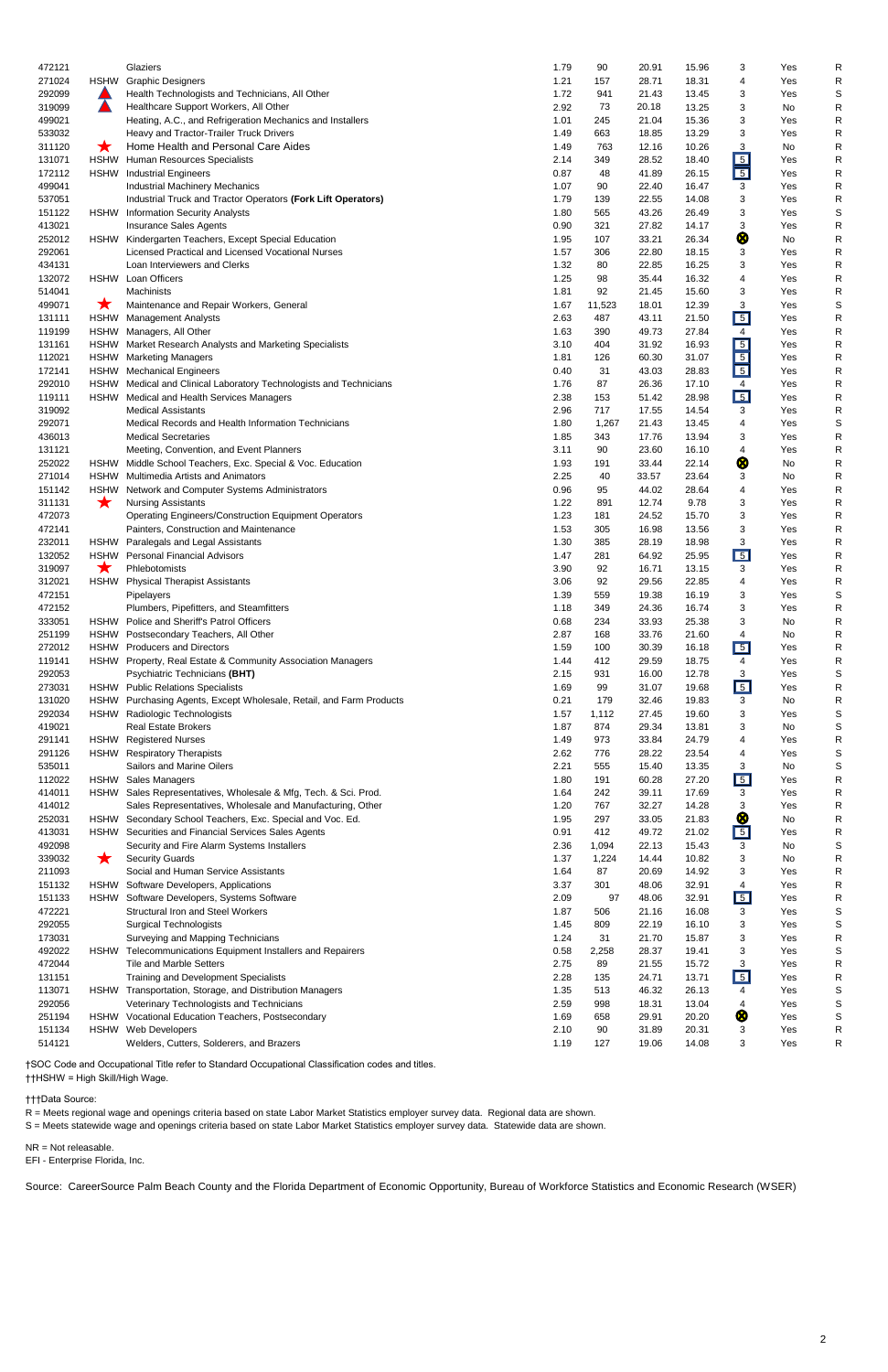| | | | | | | | | | |
|---|---|---|---|---|---|---|---|---|---|
| 472121 | | Glaziers | 1.79 | 90 | 20.91 | 15.96 | 3 | Yes | R |
| 271024 | HSHW | Graphic Designers | 1.21 | 157 | 28.71 | 18.31 | 4 | Yes | R |
| 292099 | ▲ | Health Technologists and Technicians, All Other | 1.72 | 941 | 21.43 | 13.45 | 3 | Yes | S |
| 319099 | ▲ | Healthcare Support Workers, All Other | 2.92 | 73 | 20.18 | 13.25 | 3 | No | R |
| 499021 | | Heating, A.C., and Refrigeration Mechanics and Installers | 1.01 | 245 | 21.04 | 15.36 | 3 | Yes | R |
| 533032 | | Heavy and Tractor-Trailer Truck Drivers | 1.49 | 663 | 18.85 | 13.29 | 3 | Yes | R |
| 311120 | ★ | Home Health and Personal Care Aides | 1.49 | 763 | 12.16 | 10.26 | 3 | No | R |
| 131071 | HSHW | Human Resources Specialists | 2.14 | 349 | 28.52 | 18.40 | 5 | Yes | R |
| 172112 | HSHW | Industrial Engineers | 0.87 | 48 | 41.89 | 26.15 | 5 | Yes | R |
| 499041 | | Industrial Machinery Mechanics | 1.07 | 90 | 22.40 | 16.47 | 3 | Yes | R |
| 537051 | | Industrial Truck and Tractor Operators **(Fork Lift Operators)** | 1.79 | 139 | 22.55 | 14.08 | 3 | Yes | R |
| 151122 | HSHW | Information Security Analysts | 1.80 | 565 | 43.26 | 26.49 | 3 | Yes | S |
| 413021 | | Insurance Sales Agents | 0.90 | 321 | 27.82 | 14.17 | 3 | Yes | R |
| 252012 | HSHW | Kindergarten Teachers, Except Special Education | 1.95 | 107 | 33.21 | 26.34 | ⊗ | No | R |
| 292061 | | Licensed Practical and Licensed Vocational Nurses | 1.57 | 306 | 22.80 | 18.15 | 3 | Yes | R |
| 434131 | | Loan Interviewers and Clerks | 1.32 | 80 | 22.85 | 16.25 | 3 | Yes | R |
| 132072 | HSHW | Loan Officers | 1.25 | 98 | 35.44 | 16.32 | 4 | Yes | R |
| 514041 | | Machinists | 1.81 | 92 | 21.45 | 15.60 | 3 | Yes | R |
| 499071 | ★ | Maintenance and Repair Workers, General | 1.67 | 11,523 | 18.01 | 12.39 | 3 | Yes | S |
| 131111 | HSHW | Management Analysts | 2.63 | 487 | 43.11 | 21.50 | 5 | Yes | R |
| 119199 | HSHW | Managers, All Other | 1.63 | 390 | 49.73 | 27.84 | 4 | Yes | R |
| 131161 | HSHW | Market Research Analysts and Marketing Specialists | 3.10 | 404 | 31.92 | 16.93 | 5 | Yes | R |
| 112021 | HSHW | Marketing Managers | 1.81 | 126 | 60.30 | 31.07 | 5 | Yes | R |
| 172141 | HSHW | Mechanical Engineers | 0.40 | 31 | 43.03 | 28.83 | 5 | Yes | R |
| 292010 | HSHW | Medical and Clinical Laboratory Technologists and Technicians | 1.76 | 87 | 26.36 | 17.10 | 4 | Yes | R |
| 119111 | HSHW | Medical and Health Services Managers | 2.38 | 153 | 51.42 | 28.98 | 5 | Yes | R |
| 319092 | | Medical Assistants | 2.96 | 717 | 17.55 | 14.54 | 3 | Yes | R |
| 292071 | | Medical Records and Health Information Technicians | 1.80 | 1,267 | 21.43 | 13.45 | 4 | Yes | S |
| 436013 | | Medical Secretaries | 1.85 | 343 | 17.76 | 13.94 | 3 | Yes | R |
| 131121 | | Meeting, Convention, and Event Planners | 3.11 | 90 | 23.60 | 16.10 | 4 | Yes | R |
| 252022 | HSHW | Middle School Teachers, Exc. Special & Voc. Education | 1.93 | 191 | 33.44 | 22.14 | ⊗ | No | R |
| 271014 | HSHW | Multimedia Artists and Animators | 2.25 | 40 | 33.57 | 23.64 | 3 | No | R |
| 151142 | HSHW | Network and Computer Systems Administrators | 0.96 | 95 | 44.02 | 28.64 | 4 | Yes | R |
| 311131 | ★ | Nursing Assistants | 1.22 | 891 | 12.74 | 9.78 | 3 | Yes | R |
| 472073 | | Operating Engineers/Construction Equipment Operators | 1.23 | 181 | 24.52 | 15.70 | 3 | Yes | R |
| 472141 | | Painters, Construction and Maintenance | 1.53 | 305 | 16.98 | 13.56 | 3 | Yes | R |
| 232011 | HSHW | Paralegals and Legal Assistants | 1.30 | 385 | 28.19 | 18.98 | 3 | Yes | R |
| 132052 | HSHW | Personal Financial Advisors | 1.47 | 281 | 64.92 | 25.95 | 5 | Yes | R |
| 319097 | ★ | Phlebotomists | 3.90 | 92 | 16.71 | 13.15 | 3 | Yes | R |
| 312021 | HSHW | Physical Therapist Assistants | 3.06 | 92 | 29.56 | 22.85 | 4 | Yes | R |
| 472151 | | Pipelayers | 1.39 | 559 | 19.38 | 16.19 | 3 | Yes | S |
| 472152 | | Plumbers, Pipefitters, and Steamfitters | 1.18 | 349 | 24.36 | 16.74 | 3 | Yes | R |
| 333051 | HSHW | Police and Sheriff's Patrol Officers | 0.68 | 234 | 33.93 | 25.38 | 3 | No | R |
| 251199 | HSHW | Postsecondary Teachers, All Other | 2.87 | 168 | 33.76 | 21.60 | 4 | No | R |
| 272012 | HSHW | Producers and Directors | 1.59 | 100 | 30.39 | 16.18 | 5 | Yes | R |
| 119141 | HSHW | Property, Real Estate & Community Association Managers | 1.44 | 412 | 29.59 | 18.75 | 4 | Yes | R |
| 292053 | | Psychiatric Technicians **(BHT)** | 2.15 | 931 | 16.00 | 12.78 | 3 | Yes | S |
| 273031 | HSHW | Public Relations Specialists | 1.69 | 99 | 31.07 | 19.68 | 5 | Yes | R |
| 131020 | HSHW | Purchasing Agents, Except Wholesale, Retail, and Farm Products | 0.21 | 179 | 32.46 | 19.83 | 3 | No | R |
| 292034 | HSHW | Radiologic Technologists | 1.57 | 1,112 | 27.45 | 19.60 | 3 | Yes | S |
| 419021 | | Real Estate Brokers | 1.87 | 874 | 29.34 | 13.81 | 3 | No | S |
| 291141 | HSHW | Registered Nurses | 1.49 | 973 | 33.84 | 24.79 | 4 | Yes | R |
| 291126 | HSHW | Respiratory Therapists | 2.62 | 776 | 28.22 | 23.54 | 4 | Yes | S |
| 535011 | | Sailors and Marine Oilers | 2.21 | 555 | 15.40 | 13.35 | 3 | No | S |
| 112022 | HSHW | Sales Managers | 1.80 | 191 | 60.28 | 27.20 | 5 | Yes | R |
| 414011 | HSHW | Sales Representatives, Wholesale & Mfg, Tech. & Sci. Prod. | 1.64 | 242 | 39.11 | 17.69 | 3 | Yes | R |
| 414012 | | Sales Representatives, Wholesale and Manufacturing, Other | 1.20 | 767 | 32.27 | 14.28 | 3 | Yes | R |
| 252031 | HSHW | Secondary School Teachers, Exc. Special and Voc. Ed. | 1.95 | 297 | 33.05 | 21.83 | ⊗ | No | R |
| 413031 | HSHW | Securities and Financial Services Sales Agents | 0.91 | 412 | 49.72 | 21.02 | 5 | Yes | R |
| 492098 | | Security and Fire Alarm Systems Installers | 2.36 | 1,094 | 22.13 | 15.43 | 3 | No | S |
| 339032 | ★ | Security Guards | 1.37 | 1,224 | 14.44 | 10.82 | 3 | No | R |
| 211093 | | Social and Human Service Assistants | 1.64 | 87 | 20.69 | 14.92 | 3 | Yes | R |
| 151132 | HSHW | Software Developers, Applications | 3.37 | 301 | 48.06 | 32.91 | 4 | Yes | R |
| 151133 | HSHW | Software Developers, Systems Software | 2.09 | 97 | 48.06 | 32.91 | 5 | Yes | R |
| 472221 | | Structural Iron and Steel Workers | 1.87 | 506 | 21.16 | 16.08 | 3 | Yes | S |
| 292055 | | Surgical Technologists | 1.45 | 809 | 22.19 | 16.10 | 3 | Yes | S |
| 173031 | | Surveying and Mapping Technicians | 1.24 | 31 | 21.70 | 15.87 | 3 | Yes | R |
| 492022 | HSHW | Telecommunications Equipment Installers and Repairers | 0.58 | 2,258 | 28.37 | 19.41 | 3 | Yes | S |
| 472044 | | Tile and Marble Setters | 2.75 | 89 | 21.55 | 15.72 | 3 | Yes | R |
| 131151 | | Training and Development Specialists | 2.28 | 135 | 24.71 | 13.71 | 5 | Yes | R |
| 113071 | HSHW | Transportation, Storage, and Distribution Managers | 1.35 | 513 | 46.32 | 26.13 | 4 | Yes | S |
| 292056 | | Veterinary Technologists and Technicians | 2.59 | 998 | 18.31 | 13.04 | 4 | Yes | S |
| 251194 | HSHW | Vocational Education Teachers, Postsecondary | 1.69 | 658 | 29.91 | 20.20 | ⊗ | Yes | S |
| 151134 | HSHW | Web Developers | 2.10 | 90 | 31.89 | 20.31 | 3 | Yes | R |
| 514121 | | Welders, Cutters, Solderers, and Brazers | 1.19 | 127 | 19.06 | 14.08 | 3 | Yes | R |

†SOC Code and Occupational Title refer to Standard Occupational Classification codes and titles.
††HSHW = High Skill/High Wage.

†††Data Source:
R = Meets regional wage and openings criteria based on state Labor Market Statistics employer survey data. Regional data are shown.
S = Meets statewide wage and openings criteria based on state Labor Market Statistics employer survey data. Statewide data are shown.

NR = Not releasable.
EFI - Enterprise Florida, Inc.

Source: CareerSource Palm Beach County and the Florida Department of Economic Opportunity, Bureau of Workforce Statistics and Economic Research (WSER)